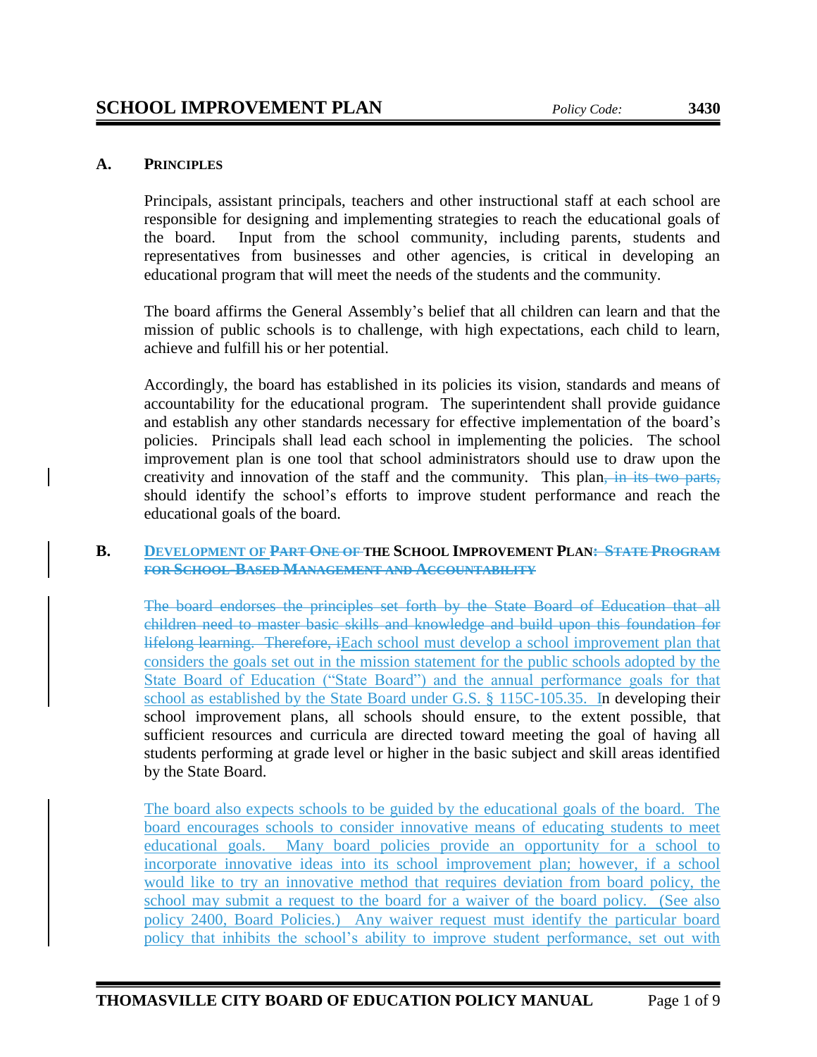# SCHOOL IMPROVEMENT PLAN

*Policy Code:* **3430**

## A. PRINCIPLES

Principals, assistant principals, teachers and other instructional staff at each school are responsible for designing and implementing strategies to reach the educational goals of the board. Input from the school community, including parents, students and representatives from businesses and other agencies, is critical in developing an educational program that will meet the needs of the students and the community.

The board affirms the General Assembly's belief that all children can learn and that the mission of public schools is to challenge, with high expectations, each child to learn, achieve and fulfill his or her potential.

Accordingly, the board has established in its policies its vision, standards and means of accountability for the educational program. The superintendent shall provide guidance and establish any other standards necessary for effective implementation of the board's policies. Principals shall lead each school in implementing the policies. The school improvement plan is one tool that school administrators should use to draw upon the creativity and innovation of the staff and the community. This plan~~, in its two parts,~~ should identify the school's efforts to improve student performance and reach the educational goals of the board.

## B. DEVELOPMENT OF ~~PART ONE OF~~ THE SCHOOL IMPROVEMENT PLAN~~: STATE PROGRAM FOR SCHOOL-BASED MANAGEMENT AND ACCOUNTABILITY~~

~~The board endorses the principles set forth by the State Board of Education that all children need to master basic skills and knowledge and build upon this foundation for lifelong learning. Therefore, i~~Each school must develop a school improvement plan that considers the goals set out in the mission statement for the public schools adopted by the State Board of Education ("State Board") and the annual performance goals for that school as established by the State Board under G.S. § 115C-105.35. In developing their school improvement plans, all schools should ensure, to the extent possible, that sufficient resources and curricula are directed toward meeting the goal of having all students performing at grade level or higher in the basic subject and skill areas identified by the State Board.

The board also expects schools to be guided by the educational goals of the board. The board encourages schools to consider innovative means of educating students to meet educational goals. Many board policies provide an opportunity for a school to incorporate innovative ideas into its school improvement plan; however, if a school would like to try an innovative method that requires deviation from board policy, the school may submit a request to the board for a waiver of the board policy. (See also policy 2400, Board Policies.) Any waiver request must identify the particular board policy that inhibits the school's ability to improve student performance, set out with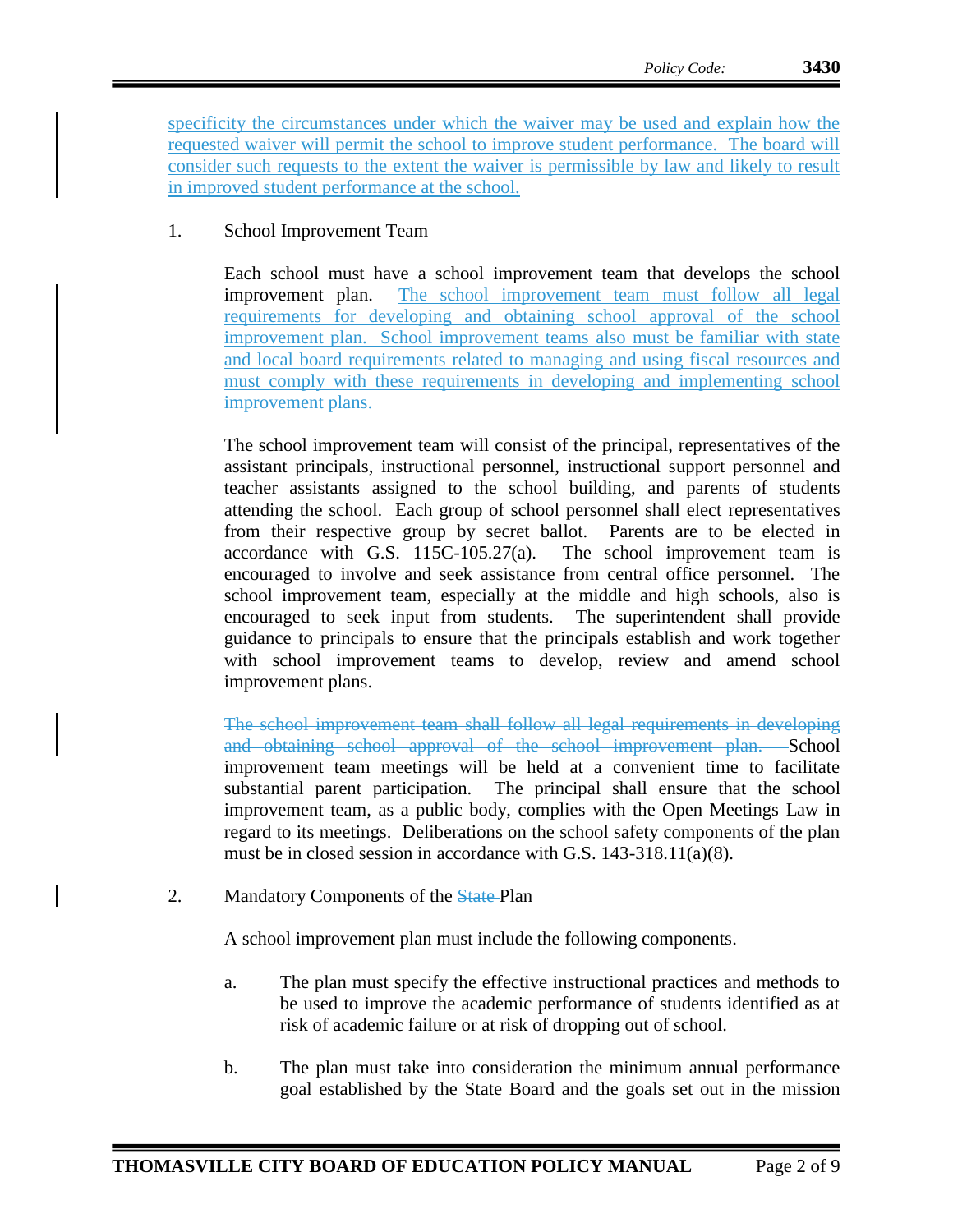specificity the circumstances under which the waiver may be used and explain how the requested waiver will permit the school to improve student performance. The board will consider such requests to the extent the waiver is permissible by law and likely to result in improved student performance at the school.

1. School Improvement Team

   Each school must have a school improvement team that develops the school improvement plan. The school improvement team must follow all legal requirements for developing and obtaining school approval of the school improvement plan. School improvement teams also must be familiar with state and local board requirements related to managing and using fiscal resources and must comply with these requirements in developing and implementing school improvement plans.

   The school improvement team will consist of the principal, representatives of the assistant principals, instructional personnel, instructional support personnel and teacher assistants assigned to the school building, and parents of students attending the school. Each group of school personnel shall elect representatives from their respective group by secret ballot. Parents are to be elected in accordance with G.S. 115C-105.27(a). The school improvement team is encouraged to involve and seek assistance from central office personnel. The school improvement team, especially at the middle and high schools, also is encouraged to seek input from students. The superintendent shall provide guidance to principals to ensure that the principals establish and work together with school improvement teams to develop, review and amend school improvement plans.

   ~~The school improvement team shall follow all legal requirements in developing and obtaining school approval of the school improvement plan.~~ School improvement team meetings will be held at a convenient time to facilitate substantial parent participation. The principal shall ensure that the school improvement team, as a public body, complies with the Open Meetings Law in regard to its meetings. Deliberations on the school safety components of the plan must be in closed session in accordance with G.S. 143-318.11(a)(8).

2. Mandatory Components of the ~~State~~ Plan

   A school improvement plan must include the following components.

   a. The plan must specify the effective instructional practices and methods to be used to improve the academic performance of students identified as at risk of academic failure or at risk of dropping out of school.

   b. The plan must take into consideration the minimum annual performance goal established by the State Board and the goals set out in the mission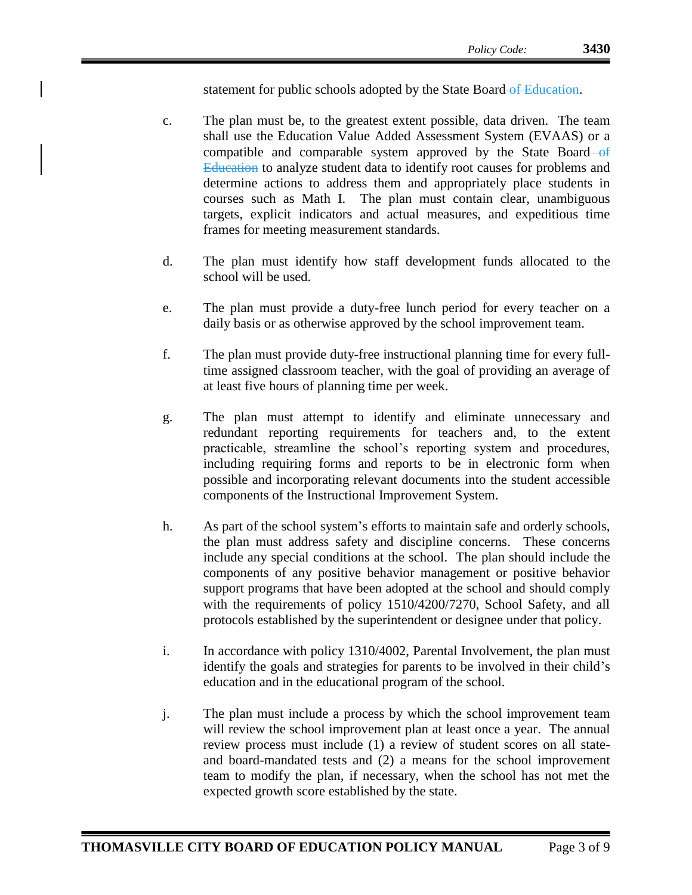statement for public schools adopted by the State Board ~~of Education~~.

c. The plan must be, to the greatest extent possible, data driven. The team shall use the Education Value Added Assessment System (EVAAS) or a compatible and comparable system approved by the State Board ~~of Education~~ to analyze student data to identify root causes for problems and determine actions to address them and appropriately place students in courses such as Math I. The plan must contain clear, unambiguous targets, explicit indicators and actual measures, and expeditious time frames for meeting measurement standards.

d. The plan must identify how staff development funds allocated to the school will be used.

e. The plan must provide a duty-free lunch period for every teacher on a daily basis or as otherwise approved by the school improvement team.

f. The plan must provide duty-free instructional planning time for every full-time assigned classroom teacher, with the goal of providing an average of at least five hours of planning time per week.

g. The plan must attempt to identify and eliminate unnecessary and redundant reporting requirements for teachers and, to the extent practicable, streamline the school's reporting system and procedures, including requiring forms and reports to be in electronic form when possible and incorporating relevant documents into the student accessible components of the Instructional Improvement System.

h. As part of the school system's efforts to maintain safe and orderly schools, the plan must address safety and discipline concerns. These concerns include any special conditions at the school. The plan should include the components of any positive behavior management or positive behavior support programs that have been adopted at the school and should comply with the requirements of policy 1510/4200/7270, School Safety, and all protocols established by the superintendent or designee under that policy.

i. In accordance with policy 1310/4002, Parental Involvement, the plan must identify the goals and strategies for parents to be involved in their child's education and in the educational program of the school.

j. The plan must include a process by which the school improvement team will review the school improvement plan at least once a year. The annual review process must include (1) a review of student scores on all state- and board-mandated tests and (2) a means for the school improvement team to modify the plan, if necessary, when the school has not met the expected growth score established by the state.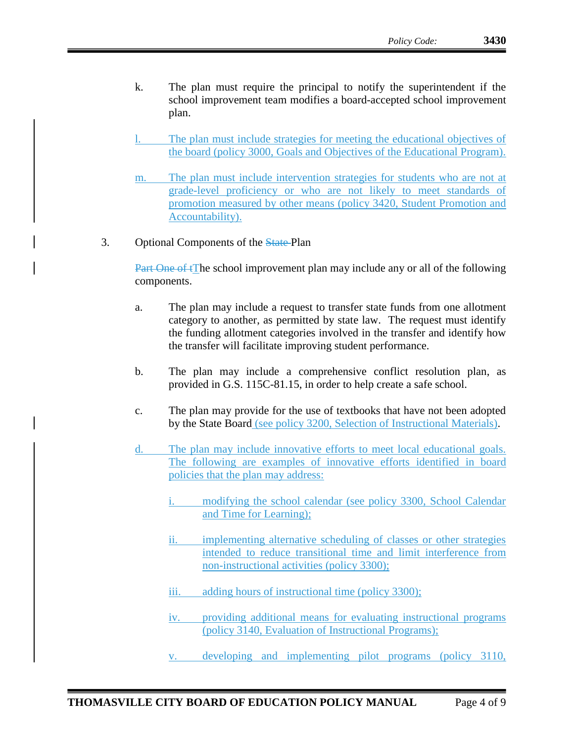k. The plan must require the principal to notify the superintendent if the school improvement team modifies a board-accepted school improvement plan.

l. The plan must include strategies for meeting the educational objectives of the board (policy 3000, Goals and Objectives of the Educational Program).

m. The plan must include intervention strategies for students who are not at grade-level proficiency or who are not likely to meet standards of promotion measured by other means (policy 3420, Student Promotion and Accountability).

3. Optional Components of the ~~State~~ Plan

~~Part One of t~~The school improvement plan may include any or all of the following components.

a. The plan may include a request to transfer state funds from one allotment category to another, as permitted by state law. The request must identify the funding allotment categories involved in the transfer and identify how the transfer will facilitate improving student performance.

b. The plan may include a comprehensive conflict resolution plan, as provided in G.S. 115C-81.15, in order to help create a safe school.

c. The plan may provide for the use of textbooks that have not been adopted by the State Board (see policy 3200, Selection of Instructional Materials).

d. The plan may include innovative efforts to meet local educational goals. The following are examples of innovative efforts identified in board policies that the plan may address:

i. modifying the school calendar (see policy 3300, School Calendar and Time for Learning);

ii. implementing alternative scheduling of classes or other strategies intended to reduce transitional time and limit interference from non-instructional activities (policy 3300);

iii. adding hours of instructional time (policy 3300);

iv. providing additional means for evaluating instructional programs (policy 3140, Evaluation of Instructional Programs);

v. developing and implementing pilot programs (policy 3110,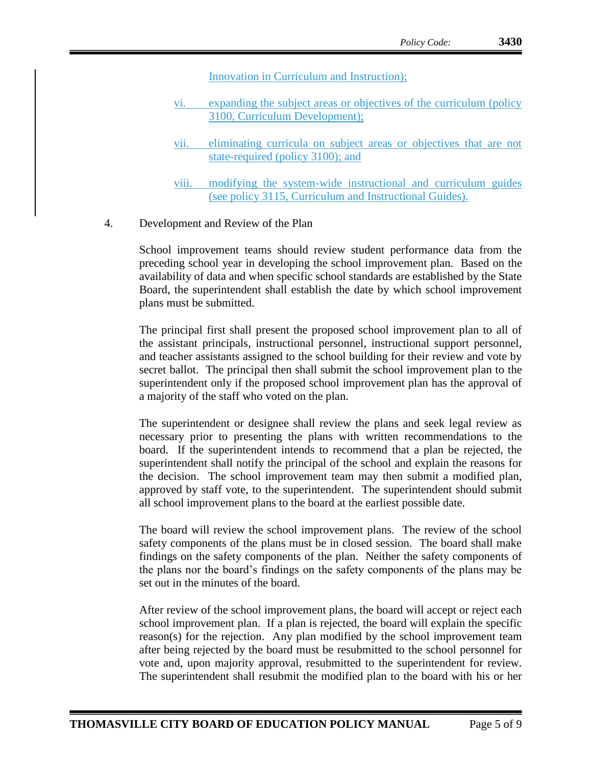Innovation in Curriculum and Instruction);

vi. expanding the subject areas or objectives of the curriculum (policy 3100, Curriculum Development);

vii. eliminating curricula on subject areas or objectives that are not state-required (policy 3100); and

viii. modifying the system-wide instructional and curriculum guides (see policy 3115, Curriculum and Instructional Guides).

4. Development and Review of the Plan

School improvement teams should review student performance data from the preceding school year in developing the school improvement plan. Based on the availability of data and when specific school standards are established by the State Board, the superintendent shall establish the date by which school improvement plans must be submitted.

The principal first shall present the proposed school improvement plan to all of the assistant principals, instructional personnel, instructional support personnel, and teacher assistants assigned to the school building for their review and vote by secret ballot. The principal then shall submit the school improvement plan to the superintendent only if the proposed school improvement plan has the approval of a majority of the staff who voted on the plan.

The superintendent or designee shall review the plans and seek legal review as necessary prior to presenting the plans with written recommendations to the board. If the superintendent intends to recommend that a plan be rejected, the superintendent shall notify the principal of the school and explain the reasons for the decision. The school improvement team may then submit a modified plan, approved by staff vote, to the superintendent. The superintendent should submit all school improvement plans to the board at the earliest possible date.

The board will review the school improvement plans. The review of the school safety components of the plans must be in closed session. The board shall make findings on the safety components of the plan. Neither the safety components of the plans nor the board's findings on the safety components of the plans may be set out in the minutes of the board.

After review of the school improvement plans, the board will accept or reject each school improvement plan. If a plan is rejected, the board will explain the specific reason(s) for the rejection. Any plan modified by the school improvement team after being rejected by the board must be resubmitted to the school personnel for vote and, upon majority approval, resubmitted to the superintendent for review. The superintendent shall resubmit the modified plan to the board with his or her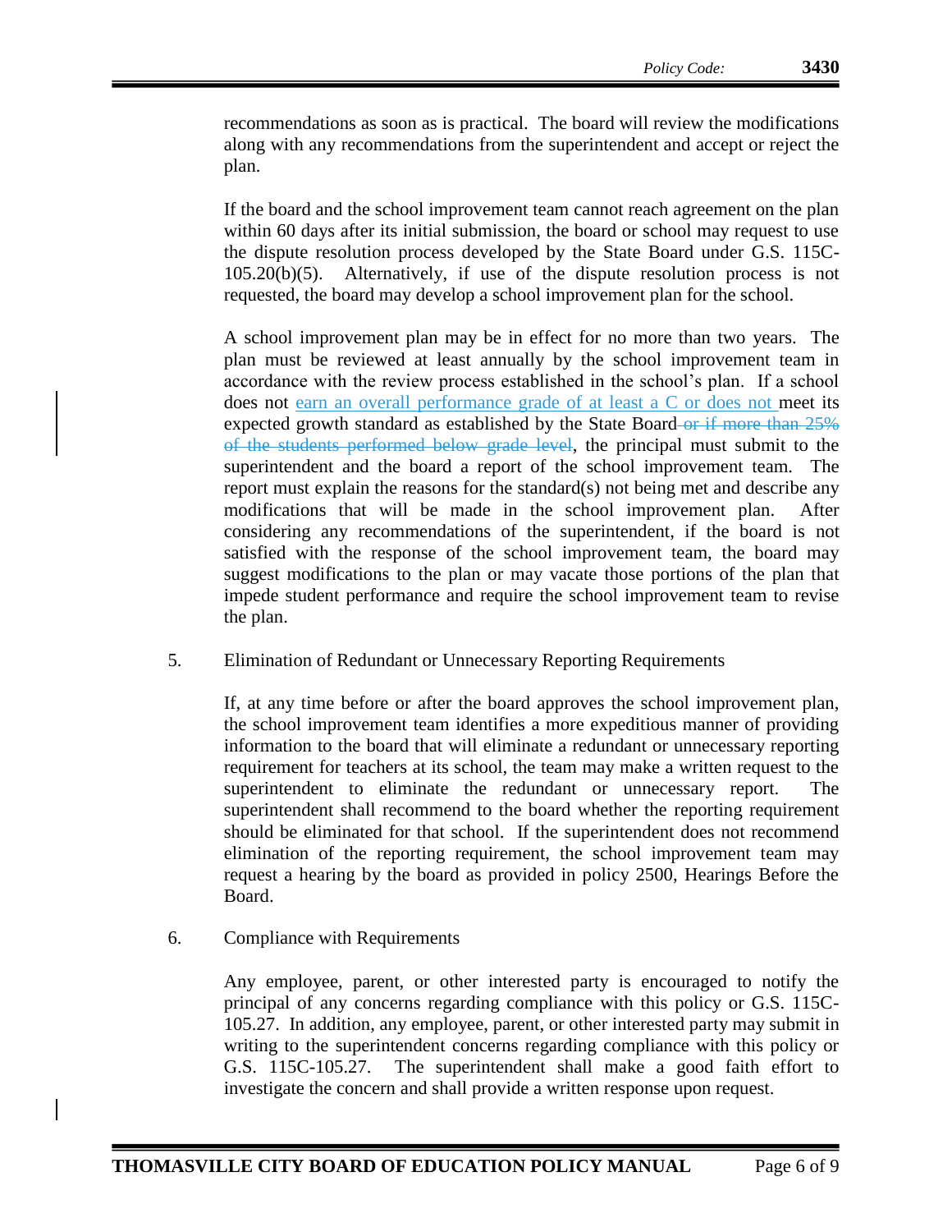recommendations as soon as is practical. The board will review the modifications along with any recommendations from the superintendent and accept or reject the plan.

If the board and the school improvement team cannot reach agreement on the plan within 60 days after its initial submission, the board or school may request to use the dispute resolution process developed by the State Board under G.S. 115C-105.20(b)(5). Alternatively, if use of the dispute resolution process is not requested, the board may develop a school improvement plan for the school.

A school improvement plan may be in effect for no more than two years. The plan must be reviewed at least annually by the school improvement team in accordance with the review process established in the school's plan. If a school does not earn an overall performance grade of at least a C or does not meet its expected growth standard as established by the State Board ~~or if more than 25% of the students performed below grade level~~, the principal must submit to the superintendent and the board a report of the school improvement team. The report must explain the reasons for the standard(s) not being met and describe any modifications that will be made in the school improvement plan. After considering any recommendations of the superintendent, if the board is not satisfied with the response of the school improvement team, the board may suggest modifications to the plan or may vacate those portions of the plan that impede student performance and require the school improvement team to revise the plan.

5. Elimination of Redundant or Unnecessary Reporting Requirements

   If, at any time before or after the board approves the school improvement plan, the school improvement team identifies a more expeditious manner of providing information to the board that will eliminate a redundant or unnecessary reporting requirement for teachers at its school, the team may make a written request to the superintendent to eliminate the redundant or unnecessary report. The superintendent shall recommend to the board whether the reporting requirement should be eliminated for that school. If the superintendent does not recommend elimination of the reporting requirement, the school improvement team may request a hearing by the board as provided in policy 2500, Hearings Before the Board.

6. Compliance with Requirements

   Any employee, parent, or other interested party is encouraged to notify the principal of any concerns regarding compliance with this policy or G.S. 115C-105.27. In addition, any employee, parent, or other interested party may submit in writing to the superintendent concerns regarding compliance with this policy or G.S. 115C-105.27. The superintendent shall make a good faith effort to investigate the concern and shall provide a written response upon request.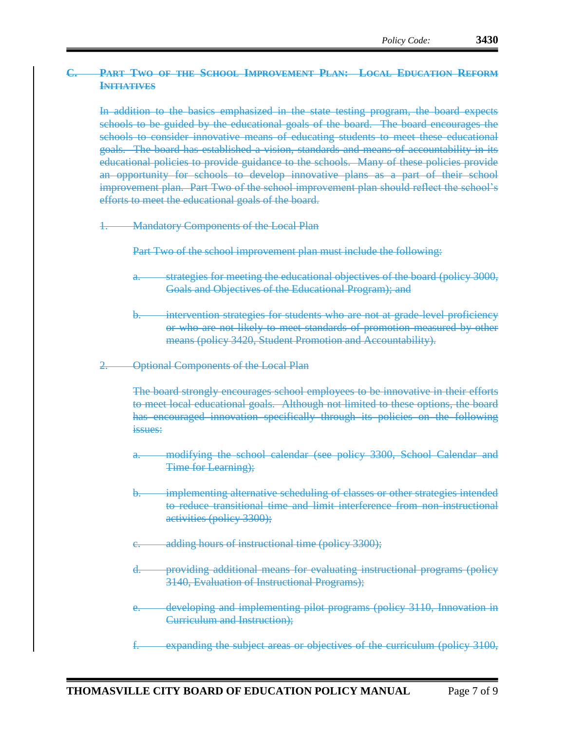## ~~C. Part Two of the School Improvement Plan: Local Education Reform Initiatives~~

~~In addition to the basics emphasized in the state testing program, the board expects schools to be guided by the educational goals of the board. The board encourages the schools to consider innovative means of educating students to meet these educational goals. The board has established a vision, standards and means of accountability in its educational policies to provide guidance to the schools. Many of these policies provide an opportunity for schools to develop innovative plans as a part of their school improvement plan. Part Two of the school improvement plan should reflect the school's efforts to meet the educational goals of the board.~~

~~1. Mandatory Components of the Local Plan~~

~~Part Two of the school improvement plan must include the following:~~

~~a. strategies for meeting the educational objectives of the board (policy 3000, Goals and Objectives of the Educational Program); and~~

~~b. intervention strategies for students who are not at grade-level proficiency or who are not likely to meet standards of promotion measured by other means (policy 3420, Student Promotion and Accountability).~~

~~2. Optional Components of the Local Plan~~

~~The board strongly encourages school employees to be innovative in their efforts to meet local educational goals. Although not limited to these options, the board has encouraged innovation specifically through its policies on the following issues:~~

~~a. modifying the school calendar (see policy 3300, School Calendar and Time for Learning);~~

~~b. implementing alternative scheduling of classes or other strategies intended to reduce transitional time and limit interference from non-instructional activities (policy 3300);~~

~~c. adding hours of instructional time (policy 3300);~~

~~d. providing additional means for evaluating instructional programs (policy 3140, Evaluation of Instructional Programs);~~

~~e. developing and implementing pilot programs (policy 3110, Innovation in Curriculum and Instruction);~~

~~f. expanding the subject areas or objectives of the curriculum (policy 3100,~~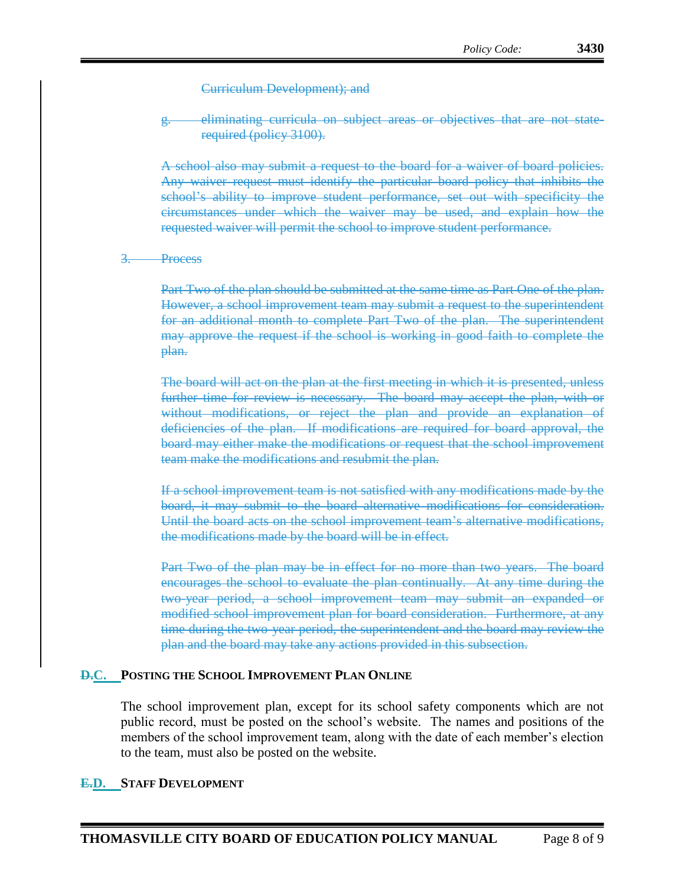~~Curriculum Development); and~~

~~g. eliminating curricula on subject areas or objectives that are not state-required (policy 3100).~~

~~A school also may submit a request to the board for a waiver of board policies. Any waiver request must identify the particular board policy that inhibits the school's ability to improve student performance, set out with specificity the circumstances under which the waiver may be used, and explain how the requested waiver will permit the school to improve student performance.~~

~~3. Process~~

~~Part Two of the plan should be submitted at the same time as Part One of the plan. However, a school improvement team may submit a request to the superintendent for an additional month to complete Part Two of the plan. The superintendent may approve the request if the school is working in good faith to complete the plan.~~

~~The board will act on the plan at the first meeting in which it is presented, unless further time for review is necessary. The board may accept the plan, with or without modifications, or reject the plan and provide an explanation of deficiencies of the plan. If modifications are required for board approval, the board may either make the modifications or request that the school improvement team make the modifications and resubmit the plan.~~

~~If a school improvement team is not satisfied with any modifications made by the board, it may submit to the board alternative modifications for consideration. Until the board acts on the school improvement team's alternative modifications, the modifications made by the board will be in effect.~~

~~Part Two of the plan may be in effect for no more than two years. The board encourages the school to evaluate the plan continually. At any time during the two-year period, a school improvement team may submit an expanded or modified school improvement plan for board consideration. Furthermore, at any time during the two-year period, the superintendent and the board may review the plan and the board may take any actions provided in this subsection.~~

## ~~D.~~C. POSTING THE SCHOOL IMPROVEMENT PLAN ONLINE

The school improvement plan, except for its school safety components which are not public record, must be posted on the school's website. The names and positions of the members of the school improvement team, along with the date of each member's election to the team, must also be posted on the website.

## ~~E.~~D. STAFF DEVELOPMENT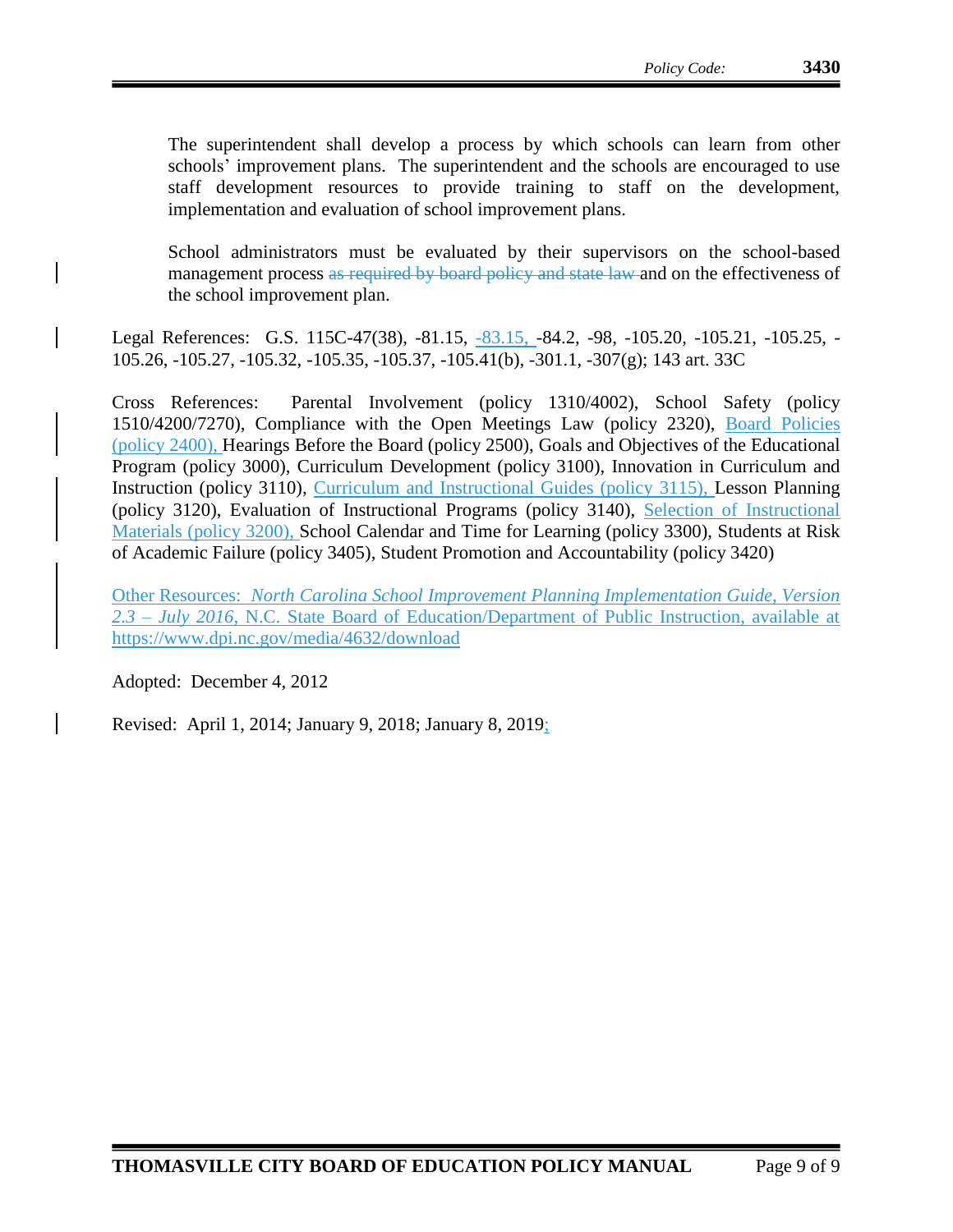The superintendent shall develop a process by which schools can learn from other schools' improvement plans. The superintendent and the schools are encouraged to use staff development resources to provide training to staff on the development, implementation and evaluation of school improvement plans.

School administrators must be evaluated by their supervisors on the school-based management process ~~as required by board policy and state law~~ and on the effectiveness of the school improvement plan.

Legal References: G.S. 115C-47(38), -81.15, -83.15, -84.2, -98, -105.20, -105.21, -105.25, -105.26, -105.27, -105.32, -105.35, -105.37, -105.41(b), -301.1, -307(g); 143 art. 33C

Cross References: Parental Involvement (policy 1310/4002), School Safety (policy 1510/4200/7270), Compliance with the Open Meetings Law (policy 2320), Board Policies (policy 2400), Hearings Before the Board (policy 2500), Goals and Objectives of the Educational Program (policy 3000), Curriculum Development (policy 3100), Innovation in Curriculum and Instruction (policy 3110), Curriculum and Instructional Guides (policy 3115), Lesson Planning (policy 3120), Evaluation of Instructional Programs (policy 3140), Selection of Instructional Materials (policy 3200), School Calendar and Time for Learning (policy 3300), Students at Risk of Academic Failure (policy 3405), Student Promotion and Accountability (policy 3420)

Other Resources: *North Carolina School Improvement Planning Implementation Guide, Version 2.3 – July 2016*, N.C. State Board of Education/Department of Public Instruction, available at https://www.dpi.nc.gov/media/4632/download

Adopted: December 4, 2012

Revised: April 1, 2014; January 9, 2018; January 8, 2019;